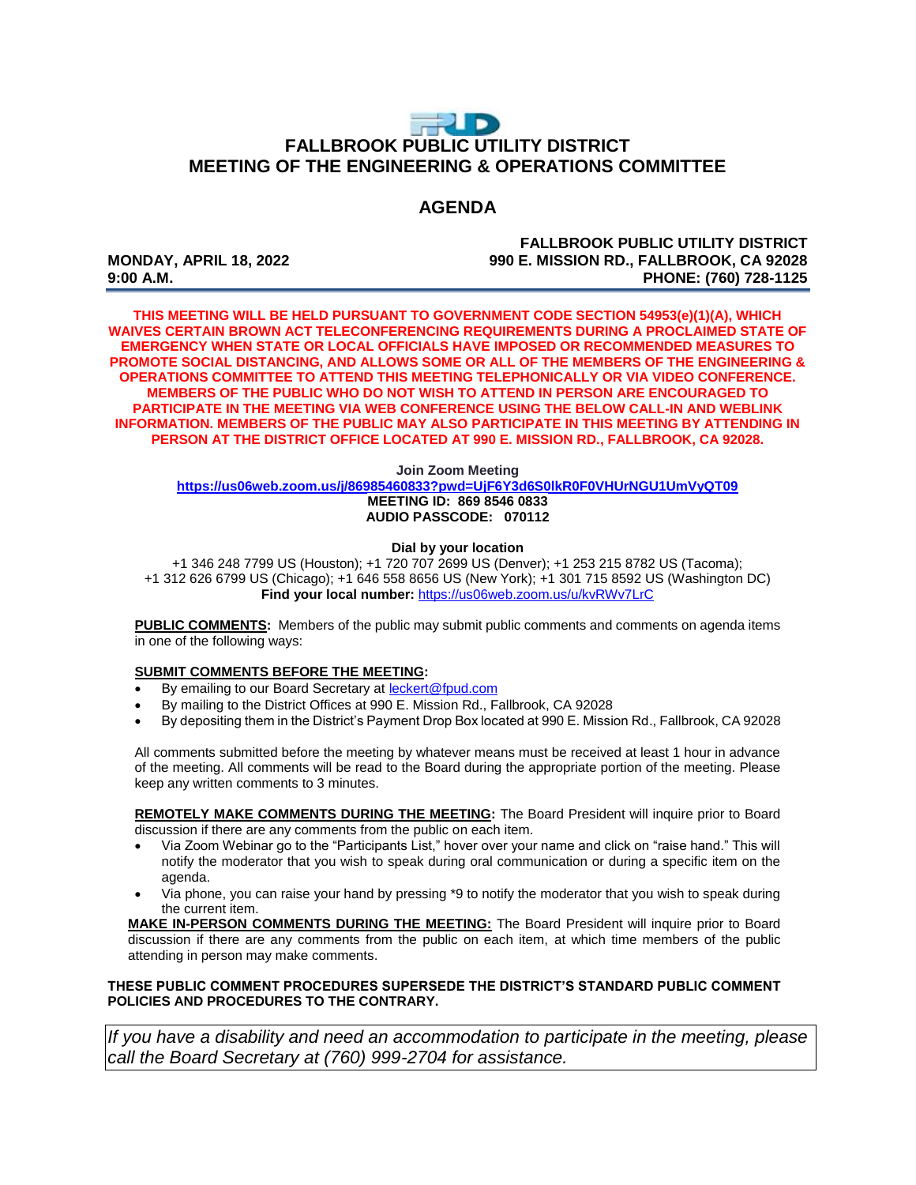# FALLBROOK PUBLIC UTILITY DISTRICT
# MEETING OF THE ENGINEERING & OPERATIONS COMMITTEE

## AGENDA

**MONDAY, APRIL 18, 2022**
**9:00 A.M.**

**FALLBROOK PUBLIC UTILITY DISTRICT**
**990 E. MISSION RD., FALLBROOK, CA 92028**
**PHONE: (760) 728-1125**

---

**THIS MEETING WILL BE HELD PURSUANT TO GOVERNMENT CODE SECTION 54953(e)(1)(A), WHICH WAIVES CERTAIN BROWN ACT TELECONFERENCING REQUIREMENTS DURING A PROCLAIMED STATE OF EMERGENCY WHEN STATE OR LOCAL OFFICIALS HAVE IMPOSED OR RECOMMENDED MEASURES TO PROMOTE SOCIAL DISTANCING, AND ALLOWS SOME OR ALL OF THE MEMBERS OF THE ENGINEERING & OPERATIONS COMMITTEE TO ATTEND THIS MEETING TELEPHONICALLY OR VIA VIDEO CONFERENCE. MEMBERS OF THE PUBLIC WHO DO NOT WISH TO ATTEND IN PERSON ARE ENCOURAGED TO PARTICIPATE IN THE MEETING VIA WEB CONFERENCE USING THE BELOW CALL-IN AND WEBLINK INFORMATION. MEMBERS OF THE PUBLIC MAY ALSO PARTICIPATE IN THIS MEETING BY ATTENDING IN PERSON AT THE DISTRICT OFFICE LOCATED AT 990 E. MISSION RD., FALLBROOK, CA 92028.**

**Join Zoom Meeting**
**https://us06web.zoom.us/j/86985460833?pwd=UjF6Y3d6S0lkR0F0VHUrNGU1UmVyQT09**
**MEETING ID: 869 8546 0833**
**AUDIO PASSCODE: 070112**

**Dial by your location**
+1 346 248 7799 US (Houston); +1 720 707 2699 US (Denver); +1 253 215 8782 US (Tacoma); +1 312 626 6799 US (Chicago); +1 646 558 8656 US (New York); +1 301 715 8592 US (Washington DC)
**Find your local number:** https://us06web.zoom.us/u/kvRWv7LrC

**PUBLIC COMMENTS:** Members of the public may submit public comments and comments on agenda items in one of the following ways:

**SUBMIT COMMENTS BEFORE THE MEETING:**

- By emailing to our Board Secretary at leckert@fpud.com
- By mailing to the District Offices at 990 E. Mission Rd., Fallbrook, CA 92028
- By depositing them in the District's Payment Drop Box located at 990 E. Mission Rd., Fallbrook, CA 92028

All comments submitted before the meeting by whatever means must be received at least 1 hour in advance of the meeting. All comments will be read to the Board during the appropriate portion of the meeting. Please keep any written comments to 3 minutes.

**REMOTELY MAKE COMMENTS DURING THE MEETING:** The Board President will inquire prior to Board discussion if there are any comments from the public on each item.

- Via Zoom Webinar go to the "Participants List," hover over your name and click on "raise hand." This will notify the moderator that you wish to speak during oral communication or during a specific item on the agenda.
- Via phone, you can raise your hand by pressing *9 to notify the moderator that you wish to speak during the current item.

**MAKE IN-PERSON COMMENTS DURING THE MEETING:** The Board President will inquire prior to Board discussion if there are any comments from the public on each item, at which time members of the public attending in person may make comments.

**THESE PUBLIC COMMENT PROCEDURES SUPERSEDE THE DISTRICT'S STANDARD PUBLIC COMMENT POLICIES AND PROCEDURES TO THE CONTRARY.**

*If you have a disability and need an accommodation to participate in the meeting, please call the Board Secretary at (760) 999-2704 for assistance.*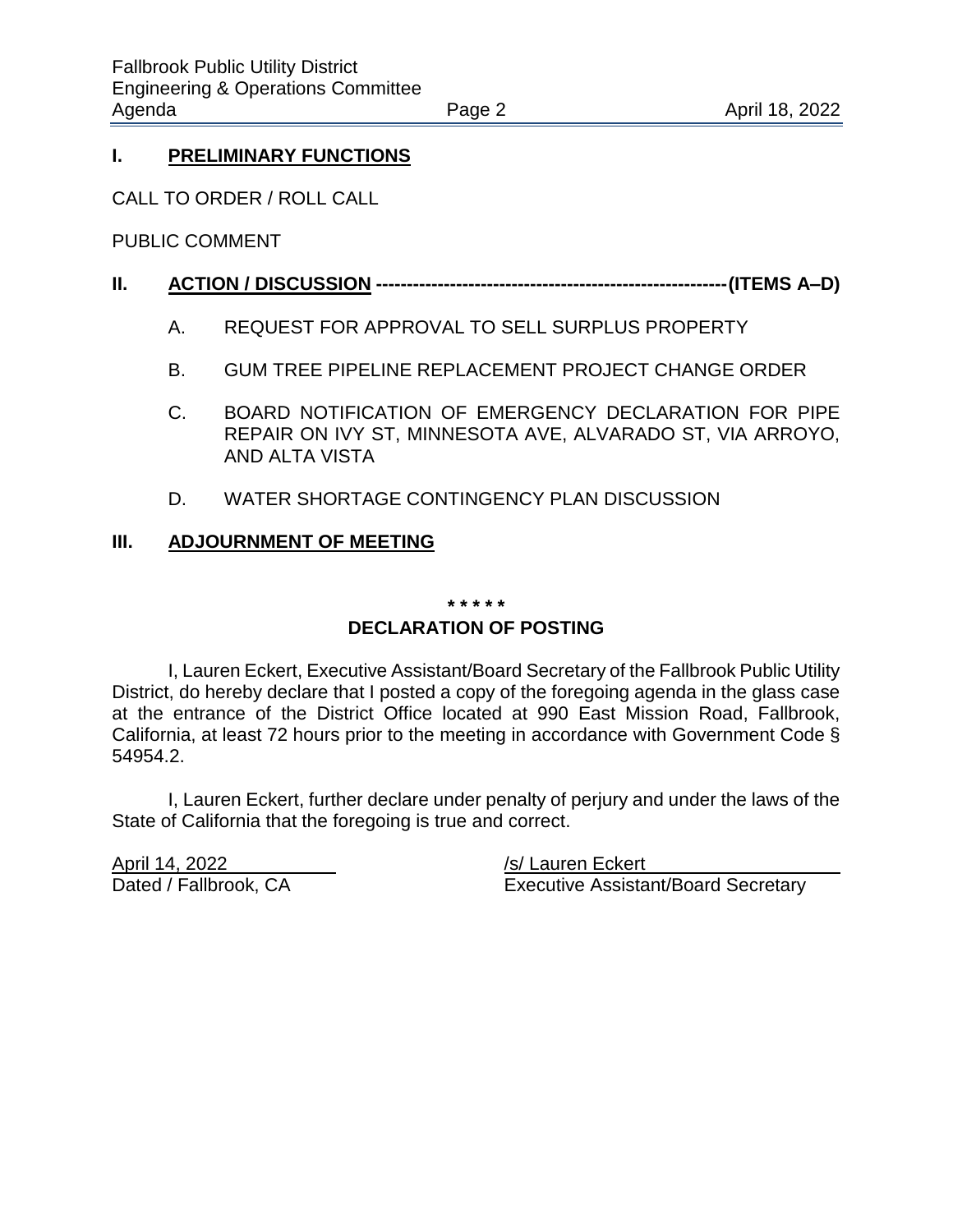## I. PRELIMINARY FUNCTIONS

CALL TO ORDER / ROLL CALL

PUBLIC COMMENT

## II. ACTION / DISCUSSION --------------------------------------------------------(ITEMS A–D)

A. REQUEST FOR APPROVAL TO SELL SURPLUS PROPERTY

B. GUM TREE PIPELINE REPLACEMENT PROJECT CHANGE ORDER

C. BOARD NOTIFICATION OF EMERGENCY DECLARATION FOR PIPE REPAIR ON IVY ST, MINNESOTA AVE, ALVARADO ST, VIA ARROYO, AND ALTA VISTA

D. WATER SHORTAGE CONTINGENCY PLAN DISCUSSION

## III. ADJOURNMENT OF MEETING

\* \* \* \* \*

**DECLARATION OF POSTING**

I, Lauren Eckert, Executive Assistant/Board Secretary of the Fallbrook Public Utility District, do hereby declare that I posted a copy of the foregoing agenda in the glass case at the entrance of the District Office located at 990 East Mission Road, Fallbrook, California, at least 72 hours prior to the meeting in accordance with Government Code § 54954.2.

I, Lauren Eckert, further declare under penalty of perjury and under the laws of the State of California that the foregoing is true and correct.

| | |
|---|---|
| April 14, 2022 | /s/ Lauren Eckert |
| Dated / Fallbrook, CA | Executive Assistant/Board Secretary |